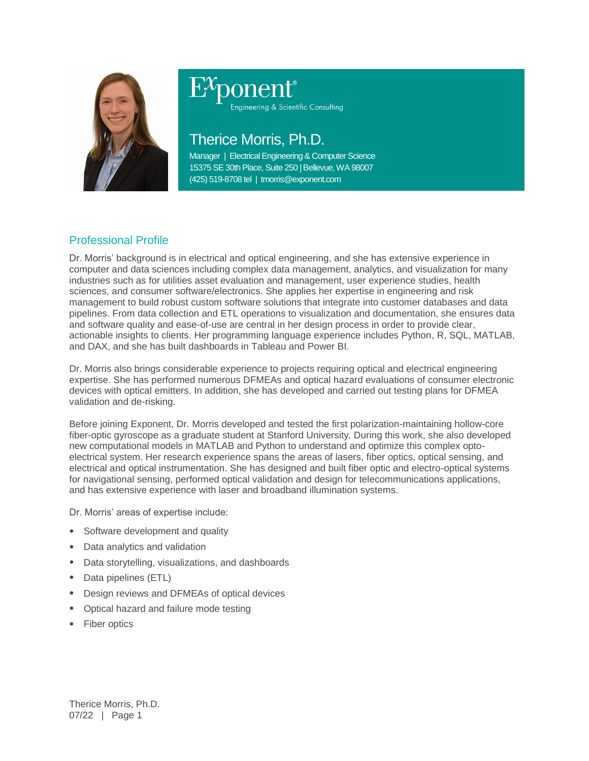Exponent®
Engineering & Scientific Consulting

# Therice Morris, Ph.D.

Manager | Electrical Engineering & Computer Science
15375 SE 30th Place, Suite 250 | Bellevue, WA 98007
(425) 519-8708 tel | tmorris@exponent.com

## Professional Profile

Dr. Morris' background is in electrical and optical engineering, and she has extensive experience in computer and data sciences including complex data management, analytics, and visualization for many industries such as for utilities asset evaluation and management, user experience studies, health sciences, and consumer software/electronics. She applies her expertise in engineering and risk management to build robust custom software solutions that integrate into customer databases and data pipelines. From data collection and ETL operations to visualization and documentation, she ensures data and software quality and ease-of-use are central in her design process in order to provide clear, actionable insights to clients. Her programming language experience includes Python, R, SQL, MATLAB, and DAX, and she has built dashboards in Tableau and Power BI.

Dr. Morris also brings considerable experience to projects requiring optical and electrical engineering expertise. She has performed numerous DFMEAs and optical hazard evaluations of consumer electronic devices with optical emitters. In addition, she has developed and carried out testing plans for DFMEA validation and de-risking.

Before joining Exponent, Dr. Morris developed and tested the first polarization-maintaining hollow-core fiber-optic gyroscope as a graduate student at Stanford University. During this work, she also developed new computational models in MATLAB and Python to understand and optimize this complex opto-electrical system. Her research experience spans the areas of lasers, fiber optics, optical sensing, and electrical and optical instrumentation. She has designed and built fiber optic and electro-optical systems for navigational sensing, performed optical validation and design for telecommunications applications, and has extensive experience with laser and broadband illumination systems.

Dr. Morris' areas of expertise include:

- Software development and quality
- Data analytics and validation
- Data storytelling, visualizations, and dashboards
- Data pipelines (ETL)
- Design reviews and DFMEAs of optical devices
- Optical hazard and failure mode testing
- Fiber optics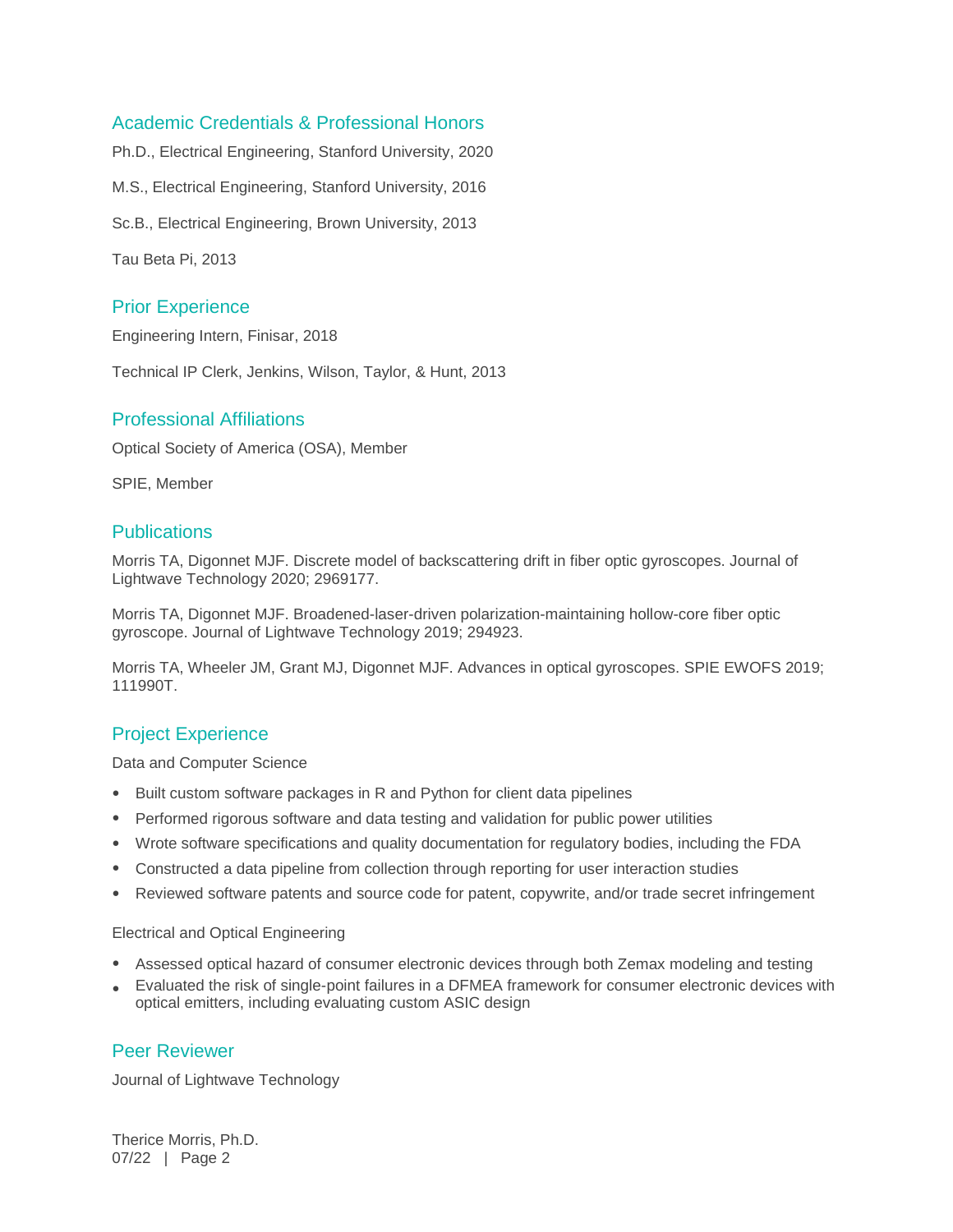## Academic Credentials & Professional Honors

Ph.D., Electrical Engineering, Stanford University, 2020

M.S., Electrical Engineering, Stanford University, 2016

Sc.B., Electrical Engineering, Brown University, 2013

Tau Beta Pi, 2013

## Prior Experience

Engineering Intern, Finisar, 2018

Technical IP Clerk, Jenkins, Wilson, Taylor, & Hunt, 2013

## Professional Affiliations

Optical Society of America (OSA), Member

SPIE, Member

## Publications

Morris TA, Digonnet MJF. Discrete model of backscattering drift in fiber optic gyroscopes. Journal of Lightwave Technology 2020; 2969177.

Morris TA, Digonnet MJF. Broadened-laser-driven polarization-maintaining hollow-core fiber optic gyroscope. Journal of Lightwave Technology 2019; 294923.

Morris TA, Wheeler JM, Grant MJ, Digonnet MJF. Advances in optical gyroscopes. SPIE EWOFS 2019; 111990T.

## Project Experience

Data and Computer Science

- Built custom software packages in R and Python for client data pipelines
- Performed rigorous software and data testing and validation for public power utilities
- Wrote software specifications and quality documentation for regulatory bodies, including the FDA
- Constructed a data pipeline from collection through reporting for user interaction studies
- Reviewed software patents and source code for patent, copywrite, and/or trade secret infringement

Electrical and Optical Engineering

- Assessed optical hazard of consumer electronic devices through both Zemax modeling and testing
- Evaluated the risk of single-point failures in a DFMEA framework for consumer electronic devices with optical emitters, including evaluating custom ASIC design

## Peer Reviewer

Journal of Lightwave Technology